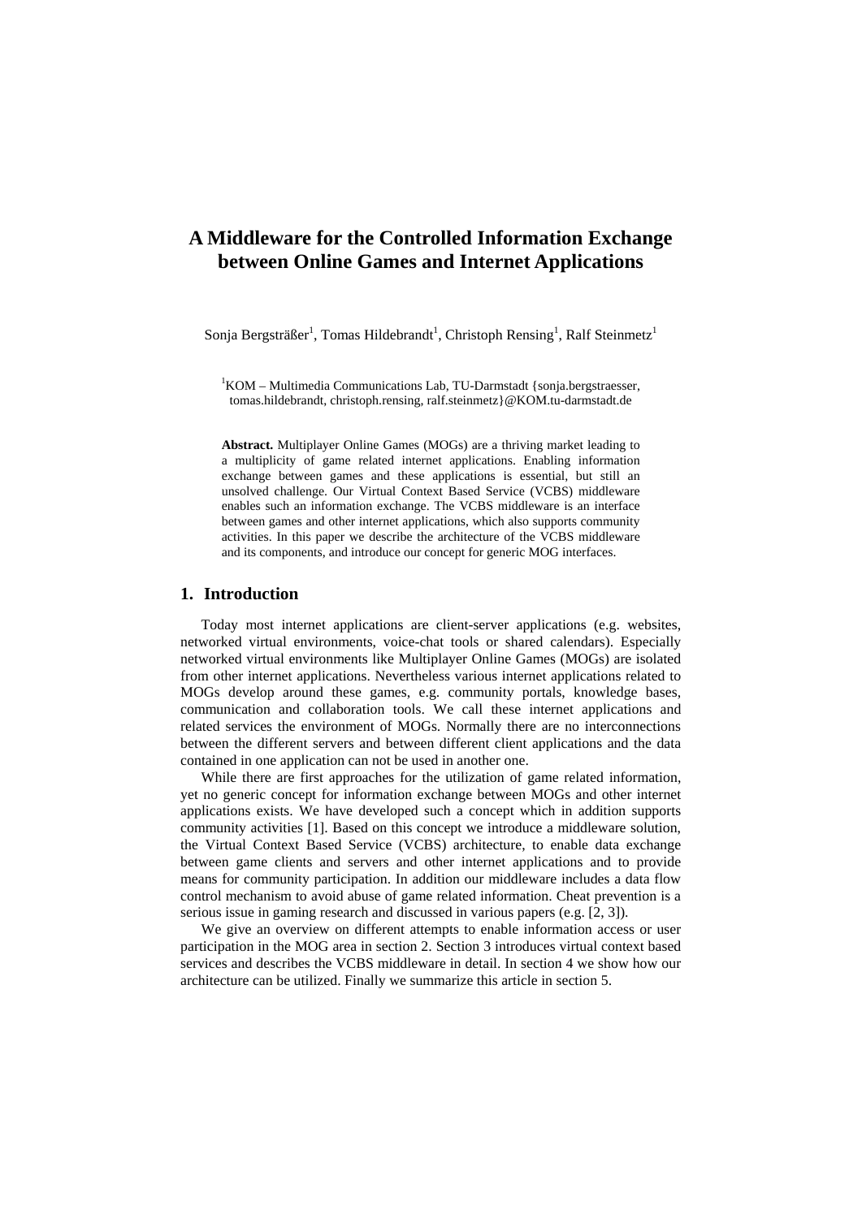# A Middleware for the Controlled Information Exchange between Online Games and Internet Applications

Sonja Bergsträßer[1], Tomas Hildebrandt[1], Christoph Rensing[1], Ralf Steinmetz[1]

[1]KOM – Multimedia Communications Lab, TU-Darmstadt {sonja.bergstraesser, tomas.hildebrandt, christoph.rensing, ralf.steinmetz}@KOM.tu-darmstadt.de

**Abstract.** Multiplayer Online Games (MOGs) are a thriving market leading to a multiplicity of game related internet applications. Enabling information exchange between games and these applications is essential, but still an unsolved challenge. Our Virtual Context Based Service (VCBS) middleware enables such an information exchange. The VCBS middleware is an interface between games and other internet applications, which also supports community activities. In this paper we describe the architecture of the VCBS middleware and its components, and introduce our concept for generic MOG interfaces.

## 1. Introduction

Today most internet applications are client-server applications (e.g. websites, networked virtual environments, voice-chat tools or shared calendars). Especially networked virtual environments like Multiplayer Online Games (MOGs) are isolated from other internet applications. Nevertheless various internet applications related to MOGs develop around these games, e.g. community portals, knowledge bases, communication and collaboration tools. We call these internet applications and related services the environment of MOGs. Normally there are no interconnections between the different servers and between different client applications and the data contained in one application can not be used in another one.

While there are first approaches for the utilization of game related information, yet no generic concept for information exchange between MOGs and other internet applications exists. We have developed such a concept which in addition supports community activities [1]. Based on this concept we introduce a middleware solution, the Virtual Context Based Service (VCBS) architecture, to enable data exchange between game clients and servers and other internet applications and to provide means for community participation. In addition our middleware includes a data flow control mechanism to avoid abuse of game related information. Cheat prevention is a serious issue in gaming research and discussed in various papers (e.g. [2, 3]).

We give an overview on different attempts to enable information access or user participation in the MOG area in section 2. Section 3 introduces virtual context based services and describes the VCBS middleware in detail. In section 4 we show how our architecture can be utilized. Finally we summarize this article in section 5.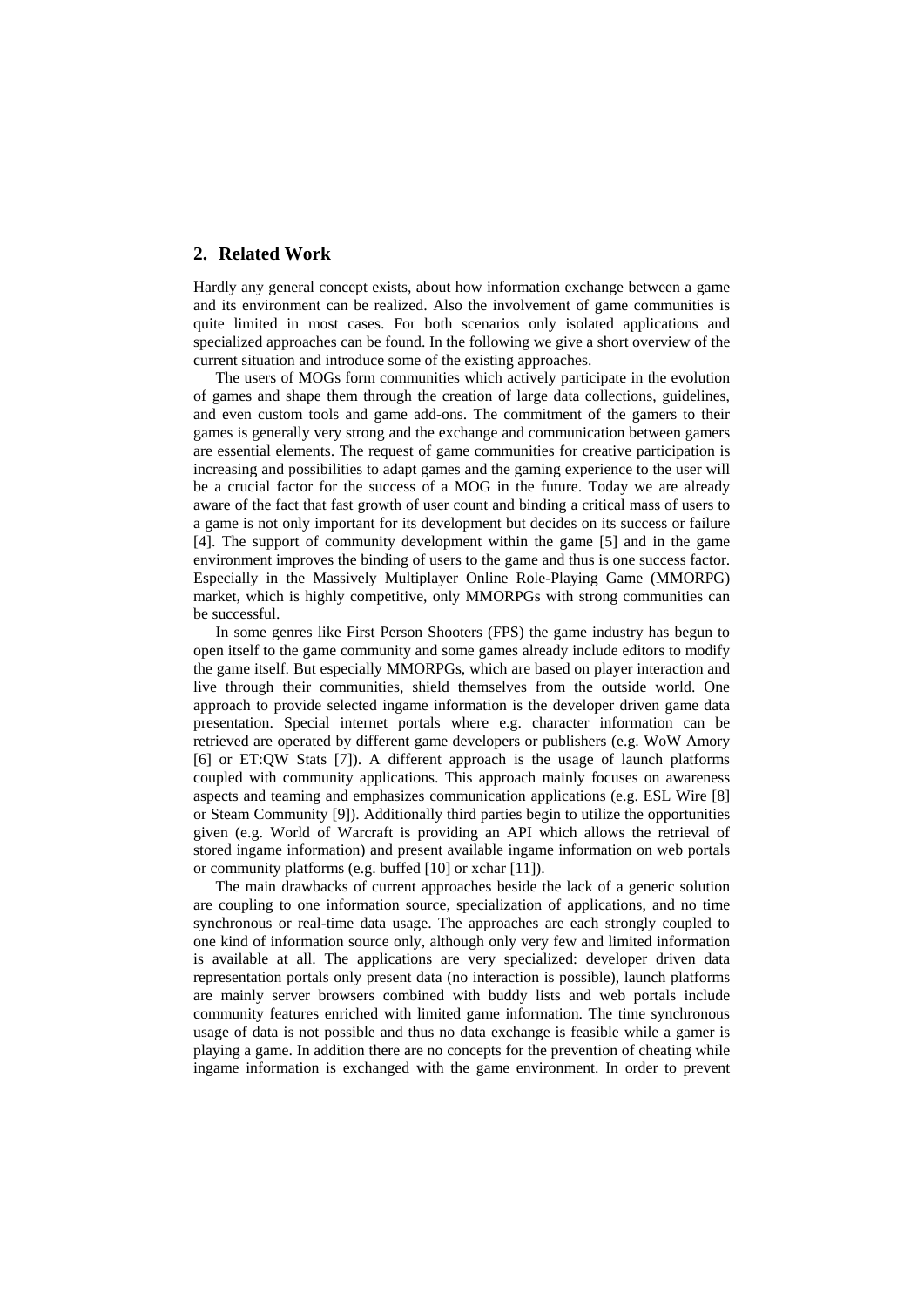## 2. Related Work

Hardly any general concept exists, about how information exchange between a game and its environment can be realized. Also the involvement of game communities is quite limited in most cases. For both scenarios only isolated applications and specialized approaches can be found. In the following we give a short overview of the current situation and introduce some of the existing approaches.

The users of MOGs form communities which actively participate in the evolution of games and shape them through the creation of large data collections, guidelines, and even custom tools and game add-ons. The commitment of the gamers to their games is generally very strong and the exchange and communication between gamers are essential elements. The request of game communities for creative participation is increasing and possibilities to adapt games and the gaming experience to the user will be a crucial factor for the success of a MOG in the future. Today we are already aware of the fact that fast growth of user count and binding a critical mass of users to a game is not only important for its development but decides on its success or failure [4]. The support of community development within the game [5] and in the game environment improves the binding of users to the game and thus is one success factor. Especially in the Massively Multiplayer Online Role-Playing Game (MMORPG) market, which is highly competitive, only MMORPGs with strong communities can be successful.

In some genres like First Person Shooters (FPS) the game industry has begun to open itself to the game community and some games already include editors to modify the game itself. But especially MMORPGs, which are based on player interaction and live through their communities, shield themselves from the outside world. One approach to provide selected ingame information is the developer driven game data presentation. Special internet portals where e.g. character information can be retrieved are operated by different game developers or publishers (e.g. WoW Amory [6] or ET:QW Stats [7]). A different approach is the usage of launch platforms coupled with community applications. This approach mainly focuses on awareness aspects and teaming and emphasizes communication applications (e.g. ESL Wire [8] or Steam Community [9]). Additionally third parties begin to utilize the opportunities given (e.g. World of Warcraft is providing an API which allows the retrieval of stored ingame information) and present available ingame information on web portals or community platforms (e.g. buffed [10] or xchar [11]).

The main drawbacks of current approaches beside the lack of a generic solution are coupling to one information source, specialization of applications, and no time synchronous or real-time data usage. The approaches are each strongly coupled to one kind of information source only, although only very few and limited information is available at all. The applications are very specialized: developer driven data representation portals only present data (no interaction is possible), launch platforms are mainly server browsers combined with buddy lists and web portals include community features enriched with limited game information. The time synchronous usage of data is not possible and thus no data exchange is feasible while a gamer is playing a game. In addition there are no concepts for the prevention of cheating while ingame information is exchanged with the game environment. In order to prevent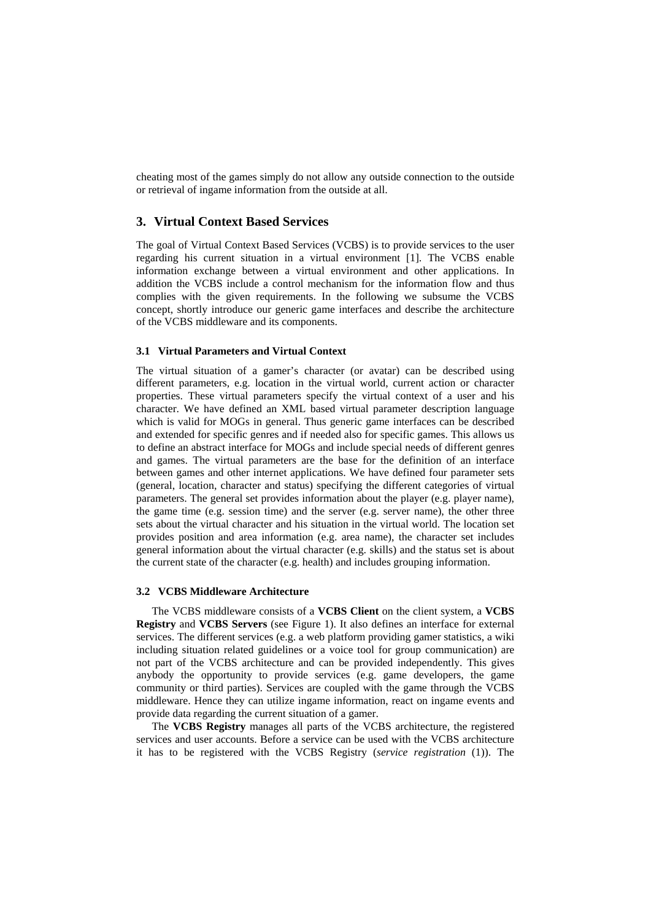cheating most of the games simply do not allow any outside connection to the outside or retrieval of ingame information from the outside at all.

## 3. Virtual Context Based Services

The goal of Virtual Context Based Services (VCBS) is to provide services to the user regarding his current situation in a virtual environment [1]. The VCBS enable information exchange between a virtual environment and other applications. In addition the VCBS include a control mechanism for the information flow and thus complies with the given requirements. In the following we subsume the VCBS concept, shortly introduce our generic game interfaces and describe the architecture of the VCBS middleware and its components.

### 3.1 Virtual Parameters and Virtual Context

The virtual situation of a gamer's character (or avatar) can be described using different parameters, e.g. location in the virtual world, current action or character properties. These virtual parameters specify the virtual context of a user and his character. We have defined an XML based virtual parameter description language which is valid for MOGs in general. Thus generic game interfaces can be described and extended for specific genres and if needed also for specific games. This allows us to define an abstract interface for MOGs and include special needs of different genres and games. The virtual parameters are the base for the definition of an interface between games and other internet applications. We have defined four parameter sets (general, location, character and status) specifying the different categories of virtual parameters. The general set provides information about the player (e.g. player name), the game time (e.g. session time) and the server (e.g. server name), the other three sets about the virtual character and his situation in the virtual world. The location set provides position and area information (e.g. area name), the character set includes general information about the virtual character (e.g. skills) and the status set is about the current state of the character (e.g. health) and includes grouping information.

### 3.2 VCBS Middleware Architecture

The VCBS middleware consists of a **VCBS Client** on the client system, a **VCBS Registry** and **VCBS Servers** (see Figure 1). It also defines an interface for external services. The different services (e.g. a web platform providing gamer statistics, a wiki including situation related guidelines or a voice tool for group communication) are not part of the VCBS architecture and can be provided independently. This gives anybody the opportunity to provide services (e.g. game developers, the game community or third parties). Services are coupled with the game through the VCBS middleware. Hence they can utilize ingame information, react on ingame events and provide data regarding the current situation of a gamer.

The **VCBS Registry** manages all parts of the VCBS architecture, the registered services and user accounts. Before a service can be used with the VCBS architecture it has to be registered with the VCBS Registry (*service registration* (1)). The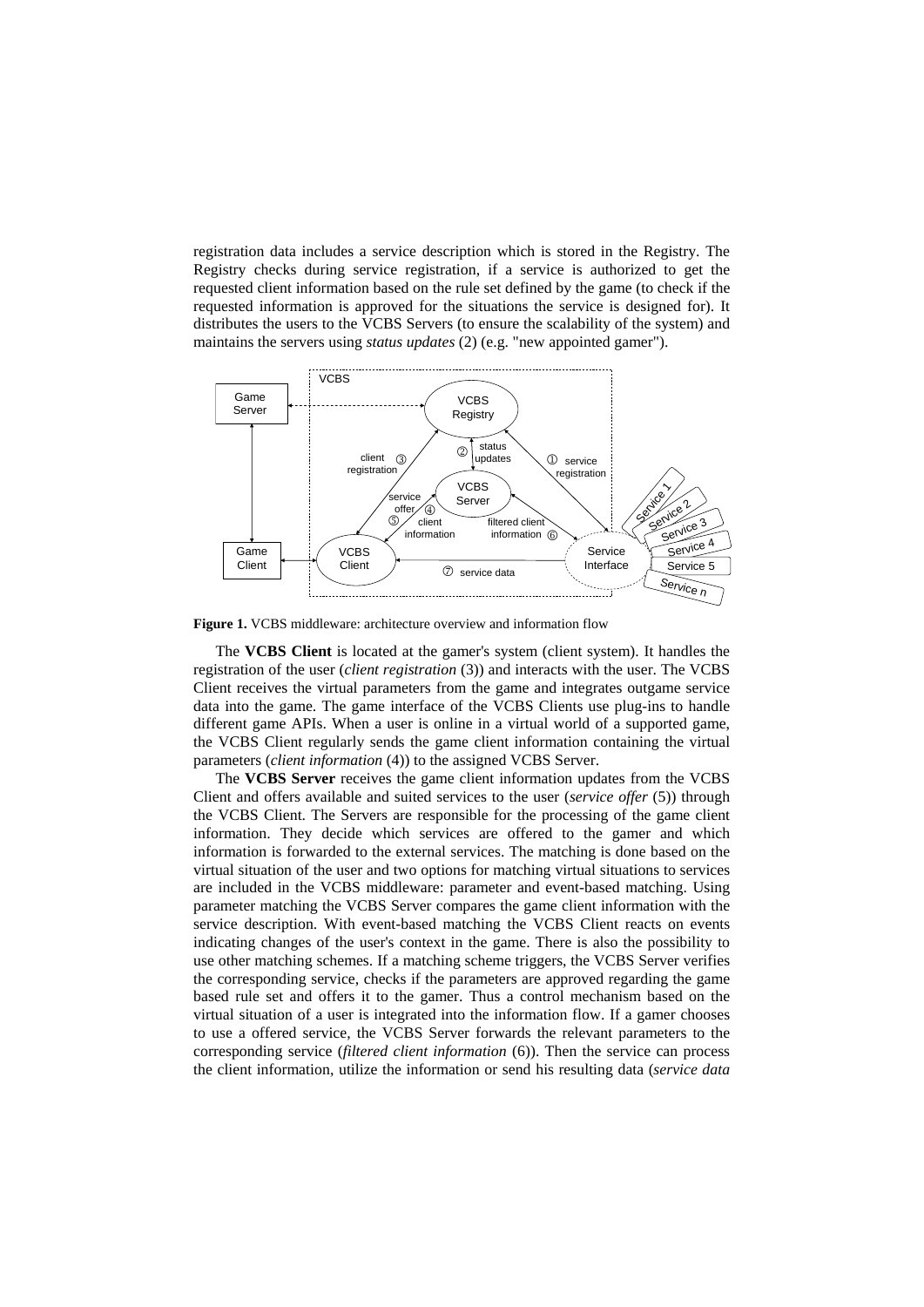registration data includes a service description which is stored in the Registry. The Registry checks during service registration, if a service is authorized to get the requested client information based on the rule set defined by the game (to check if the requested information is approved for the situations the service is designed for). It distributes the users to the VCBS Servers (to ensure the scalability of the system) and maintains the servers using *status updates* (2) (e.g. "new appointed gamer").

VCBS

Game Server

VCBS Registry

① service registration

② status updates

③ client registration

VCBS Server

④ client information

⑤ service offer

⑥ filtered client information

Game Client

VCBS Client

⑦ service data

Service Interface

Service 1

Service 2

Service 3

Service 4

Service 5

Service n

**Figure 1.** VCBS middleware: architecture overview and information flow

The **VCBS Client** is located at the gamer's system (client system). It handles the registration of the user (*client registration* (3)) and interacts with the user. The VCBS Client receives the virtual parameters from the game and integrates outgame service data into the game. The game interface of the VCBS Clients use plug-ins to handle different game APIs. When a user is online in a virtual world of a supported game, the VCBS Client regularly sends the game client information containing the virtual parameters (*client information* (4)) to the assigned VCBS Server.

The **VCBS Server** receives the game client information updates from the VCBS Client and offers available and suited services to the user (*service offer* (5)) through the VCBS Client. The Servers are responsible for the processing of the game client information. They decide which services are offered to the gamer and which information is forwarded to the external services. The matching is done based on the virtual situation of the user and two options for matching virtual situations to services are included in the VCBS middleware: parameter and event-based matching. Using parameter matching the VCBS Server compares the game client information with the service description. With event-based matching the VCBS Client reacts on events indicating changes of the user's context in the game. There is also the possibility to use other matching schemes. If a matching scheme triggers, the VCBS Server verifies the corresponding service, checks if the parameters are approved regarding the game based rule set and offers it to the gamer. Thus a control mechanism based on the virtual situation of a user is integrated into the information flow. If a gamer chooses to use a offered service, the VCBS Server forwards the relevant parameters to the corresponding service (*filtered client information* (6)). Then the service can process the client information, utilize the information or send his resulting data (*service data*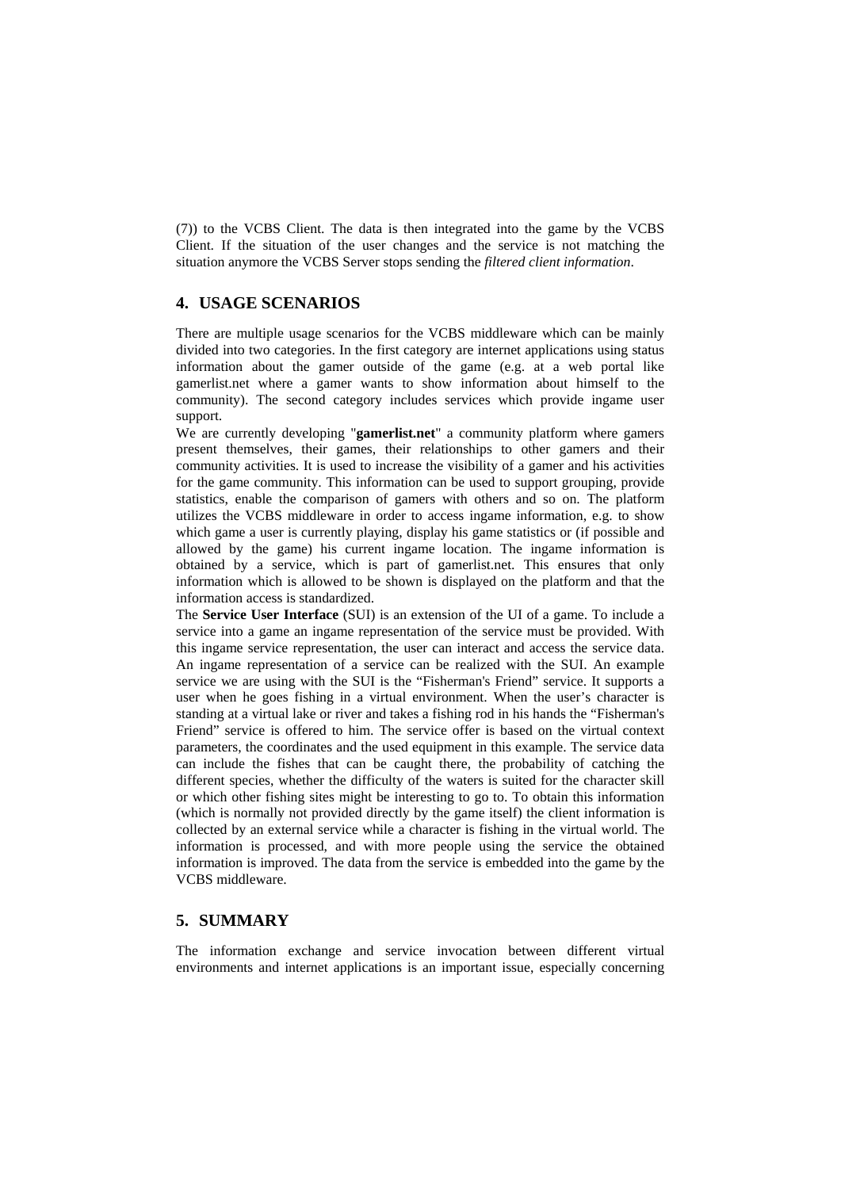(7)) to the VCBS Client. The data is then integrated into the game by the VCBS Client. If the situation of the user changes and the service is not matching the situation anymore the VCBS Server stops sending the *filtered client information*.

## 4. USAGE SCENARIOS

There are multiple usage scenarios for the VCBS middleware which can be mainly divided into two categories. In the first category are internet applications using status information about the gamer outside of the game (e.g. at a web portal like gamerlist.net where a gamer wants to show information about himself to the community). The second category includes services which provide ingame user support.

We are currently developing "**gamerlist.net**" a community platform where gamers present themselves, their games, their relationships to other gamers and their community activities. It is used to increase the visibility of a gamer and his activities for the game community. This information can be used to support grouping, provide statistics, enable the comparison of gamers with others and so on. The platform utilizes the VCBS middleware in order to access ingame information, e.g. to show which game a user is currently playing, display his game statistics or (if possible and allowed by the game) his current ingame location. The ingame information is obtained by a service, which is part of gamerlist.net. This ensures that only information which is allowed to be shown is displayed on the platform and that the information access is standardized.

The **Service User Interface** (SUI) is an extension of the UI of a game. To include a service into a game an ingame representation of the service must be provided. With this ingame service representation, the user can interact and access the service data. An ingame representation of a service can be realized with the SUI. An example service we are using with the SUI is the "Fisherman's Friend" service. It supports a user when he goes fishing in a virtual environment. When the user's character is standing at a virtual lake or river and takes a fishing rod in his hands the "Fisherman's Friend" service is offered to him. The service offer is based on the virtual context parameters, the coordinates and the used equipment in this example. The service data can include the fishes that can be caught there, the probability of catching the different species, whether the difficulty of the waters is suited for the character skill or which other fishing sites might be interesting to go to. To obtain this information (which is normally not provided directly by the game itself) the client information is collected by an external service while a character is fishing in the virtual world. The information is processed, and with more people using the service the obtained information is improved. The data from the service is embedded into the game by the VCBS middleware.

## 5. SUMMARY

The information exchange and service invocation between different virtual environments and internet applications is an important issue, especially concerning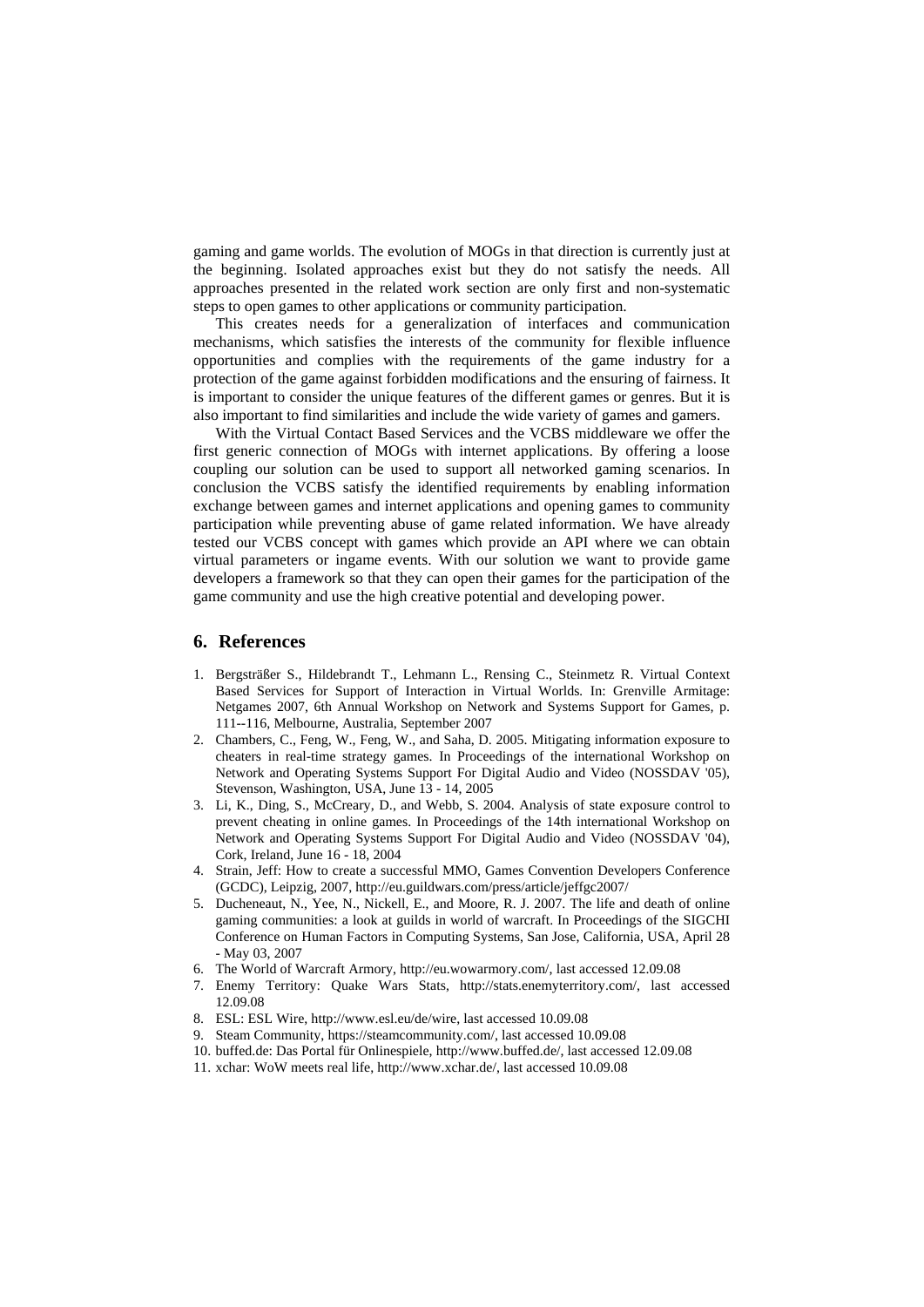gaming and game worlds. The evolution of MOGs in that direction is currently just at the beginning. Isolated approaches exist but they do not satisfy the needs. All approaches presented in the related work section are only first and non-systematic steps to open games to other applications or community participation.

This creates needs for a generalization of interfaces and communication mechanisms, which satisfies the interests of the community for flexible influence opportunities and complies with the requirements of the game industry for a protection of the game against forbidden modifications and the ensuring of fairness. It is important to consider the unique features of the different games or genres. But it is also important to find similarities and include the wide variety of games and gamers.

With the Virtual Contact Based Services and the VCBS middleware we offer the first generic connection of MOGs with internet applications. By offering a loose coupling our solution can be used to support all networked gaming scenarios. In conclusion the VCBS satisfy the identified requirements by enabling information exchange between games and internet applications and opening games to community participation while preventing abuse of game related information. We have already tested our VCBS concept with games which provide an API where we can obtain virtual parameters or ingame events. With our solution we want to provide game developers a framework so that they can open their games for the participation of the game community and use the high creative potential and developing power.

## 6. References

1. Bergsträßer S., Hildebrandt T., Lehmann L., Rensing C., Steinmetz R. Virtual Context Based Services for Support of Interaction in Virtual Worlds. In: Grenville Armitage: Netgames 2007, 6th Annual Workshop on Network and Systems Support for Games, p. 111--116, Melbourne, Australia, September 2007
2. Chambers, C., Feng, W., Feng, W., and Saha, D. 2005. Mitigating information exposure to cheaters in real-time strategy games. In Proceedings of the international Workshop on Network and Operating Systems Support For Digital Audio and Video (NOSSDAV '05), Stevenson, Washington, USA, June 13 - 14, 2005
3. Li, K., Ding, S., McCreary, D., and Webb, S. 2004. Analysis of state exposure control to prevent cheating in online games. In Proceedings of the 14th international Workshop on Network and Operating Systems Support For Digital Audio and Video (NOSSDAV '04), Cork, Ireland, June 16 - 18, 2004
4. Strain, Jeff: How to create a successful MMO, Games Convention Developers Conference (GCDC), Leipzig, 2007, http://eu.guildwars.com/press/article/jeffgc2007/
5. Ducheneaut, N., Yee, N., Nickell, E., and Moore, R. J. 2007. The life and death of online gaming communities: a look at guilds in world of warcraft. In Proceedings of the SIGCHI Conference on Human Factors in Computing Systems, San Jose, California, USA, April 28 - May 03, 2007
6. The World of Warcraft Armory, http://eu.wowarmory.com/, last accessed 12.09.08
7. Enemy Territory: Quake Wars Stats, http://stats.enemyterritory.com/, last accessed 12.09.08
8. ESL: ESL Wire, http://www.esl.eu/de/wire, last accessed 10.09.08
9. Steam Community, https://steamcommunity.com/, last accessed 10.09.08
10. buffed.de: Das Portal für Onlinespiele, http://www.buffed.de/, last accessed 12.09.08
11. xchar: WoW meets real life, http://www.xchar.de/, last accessed 10.09.08